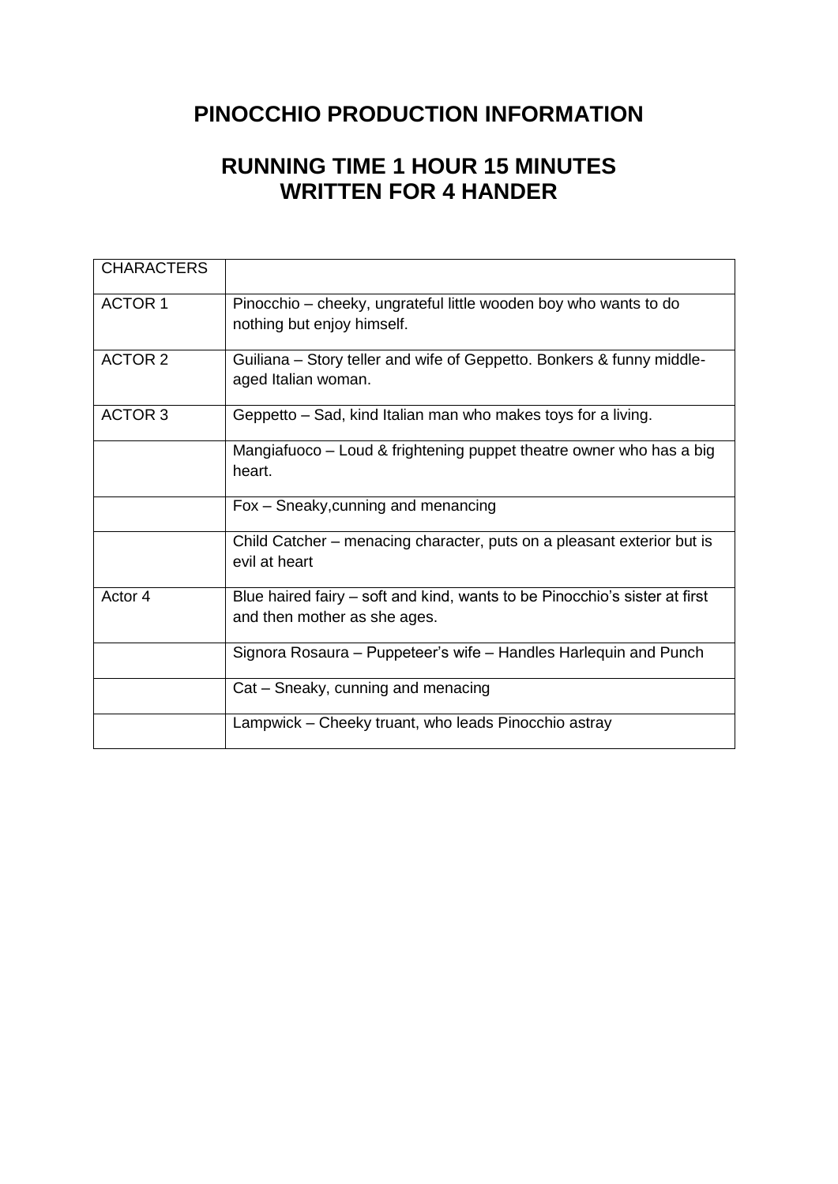# PINOCCHIO PRODUCTION INFORMATION

## RUNNING TIME 1 HOUR 15 MINUTES
## WRITTEN FOR 4 HANDER

| CHARACTERS | |
|---|---|
| ACTOR 1 | Pinocchio – cheeky, ungrateful little wooden boy who wants to do nothing but enjoy himself. |
| ACTOR 2 | Guiliana – Story teller and wife of Geppetto. Bonkers & funny middle-aged Italian woman. |
| ACTOR 3 | Geppetto – Sad, kind Italian man who makes toys for a living. |
| | Mangiafuoco – Loud & frightening puppet theatre owner who has a big heart. |
| | Fox – Sneaky,cunning and menancing |
| | Child Catcher – menacing character, puts on a pleasant exterior but is evil at heart |
| Actor 4 | Blue haired fairy – soft and kind, wants to be Pinocchio's sister at first and then mother as she ages. |
| | Signora Rosaura – Puppeteer's wife – Handles Harlequin and Punch |
| | Cat – Sneaky, cunning and menacing |
| | Lampwick – Cheeky truant, who leads Pinocchio astray |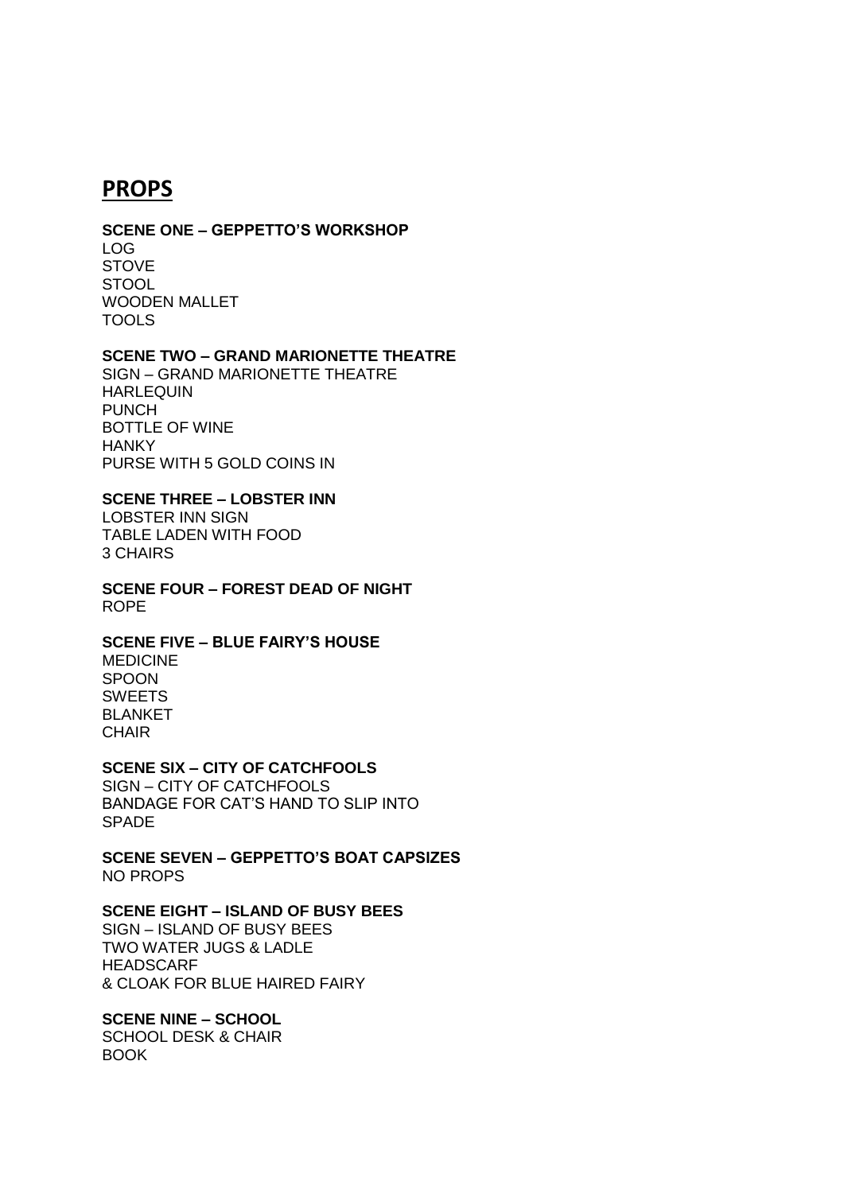# PROPS

**SCENE ONE – GEPPETTO'S WORKSHOP**
LOG
STOVE
STOOL
WOODEN MALLET
TOOLS

**SCENE TWO – GRAND MARIONETTE THEATRE**
SIGN – GRAND MARIONETTE THEATRE
HARLEQUIN
PUNCH
BOTTLE OF WINE
HANKY
PURSE WITH 5 GOLD COINS IN

**SCENE THREE – LOBSTER INN**
LOBSTER INN SIGN
TABLE LADEN WITH FOOD
3 CHAIRS

**SCENE FOUR – FOREST DEAD OF NIGHT**
ROPE

**SCENE FIVE – BLUE FAIRY'S HOUSE**
MEDICINE
SPOON
SWEETS
BLANKET
CHAIR

**SCENE SIX – CITY OF CATCHFOOLS**
SIGN – CITY OF CATCHFOOLS
BANDAGE FOR CAT'S HAND TO SLIP INTO
SPADE

**SCENE SEVEN – GEPPETTO'S BOAT CAPSIZES**
NO PROPS

**SCENE EIGHT – ISLAND OF BUSY BEES**
SIGN – ISLAND OF BUSY BEES
TWO WATER JUGS & LADLE
HEADSCARF
& CLOAK FOR BLUE HAIRED FAIRY

**SCENE NINE – SCHOOL**
SCHOOL DESK & CHAIR
BOOK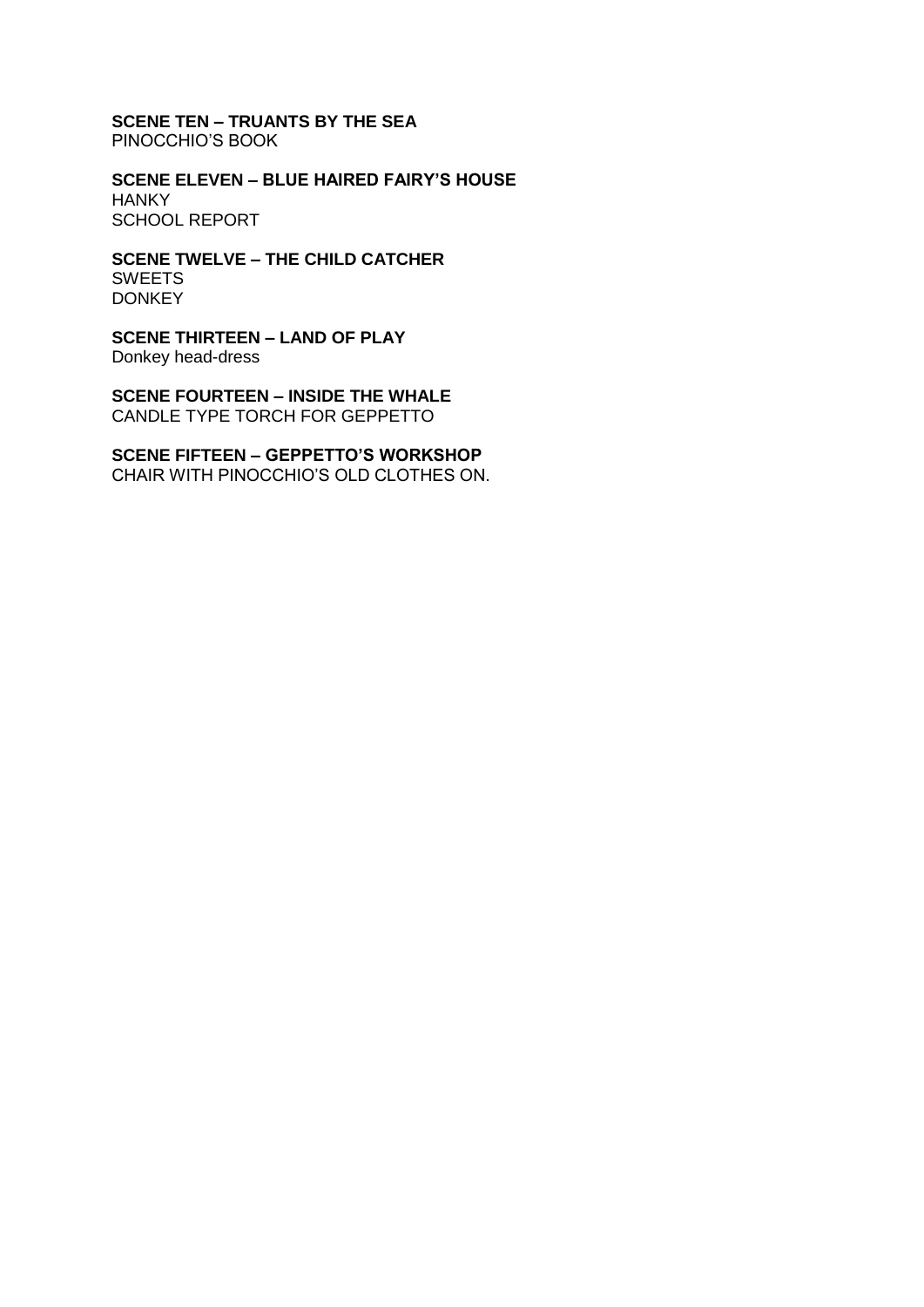**SCENE TEN – TRUANTS BY THE SEA**
PINOCCHIO'S BOOK

**SCENE ELEVEN – BLUE HAIRED FAIRY'S HOUSE**
HANKY
SCHOOL REPORT

**SCENE TWELVE – THE CHILD CATCHER**
SWEETS
DONKEY

**SCENE THIRTEEN – LAND OF PLAY**
Donkey head-dress

**SCENE FOURTEEN – INSIDE THE WHALE**
CANDLE TYPE TORCH FOR GEPPETTO

**SCENE FIFTEEN – GEPPETTO'S WORKSHOP**
CHAIR WITH PINOCCHIO'S OLD CLOTHES ON.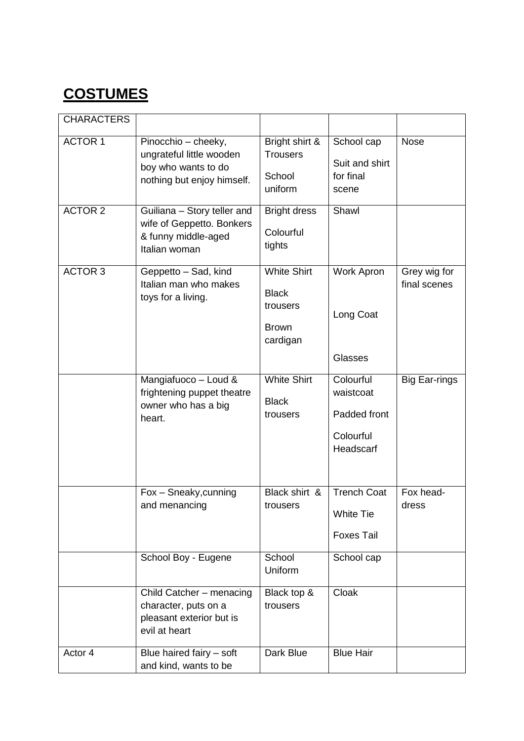# COSTUMES

| CHARACTERS | | | | |
|---|---|---|---|---|
| ACTOR 1 | Pinocchio – cheeky, ungrateful little wooden boy who wants to do nothing but enjoy himself. | Bright shirt & Trousers<br>School uniform | School cap<br>Suit and shirt for final scene | Nose |
| ACTOR 2 | Guiliana – Story teller and wife of Geppetto. Bonkers & funny middle-aged Italian woman | Bright dress<br>Colourful tights | Shawl | |
| ACTOR 3 | Geppetto – Sad, kind Italian man who makes toys for a living. | White Shirt<br>Black trousers<br>Brown cardigan | Work Apron<br>Long Coat<br>Glasses | Grey wig for final scenes |
| | Mangiafuoco – Loud & frightening puppet theatre owner who has a big heart. | White Shirt<br>Black trousers | Colourful waistcoat<br>Padded front<br>Colourful Headscarf | Big Ear-rings |
| | Fox – Sneaky,cunning and menancing | Black shirt & trousers | Trench Coat<br>White Tie<br>Foxes Tail | Fox head-dress |
| | School Boy - Eugene | School Uniform | School cap | |
| | Child Catcher – menacing character, puts on a pleasant exterior but is evil at heart | Black top & trousers | Cloak | |
| Actor 4 | Blue haired fairy – soft and kind, wants to be | Dark Blue | Blue Hair | |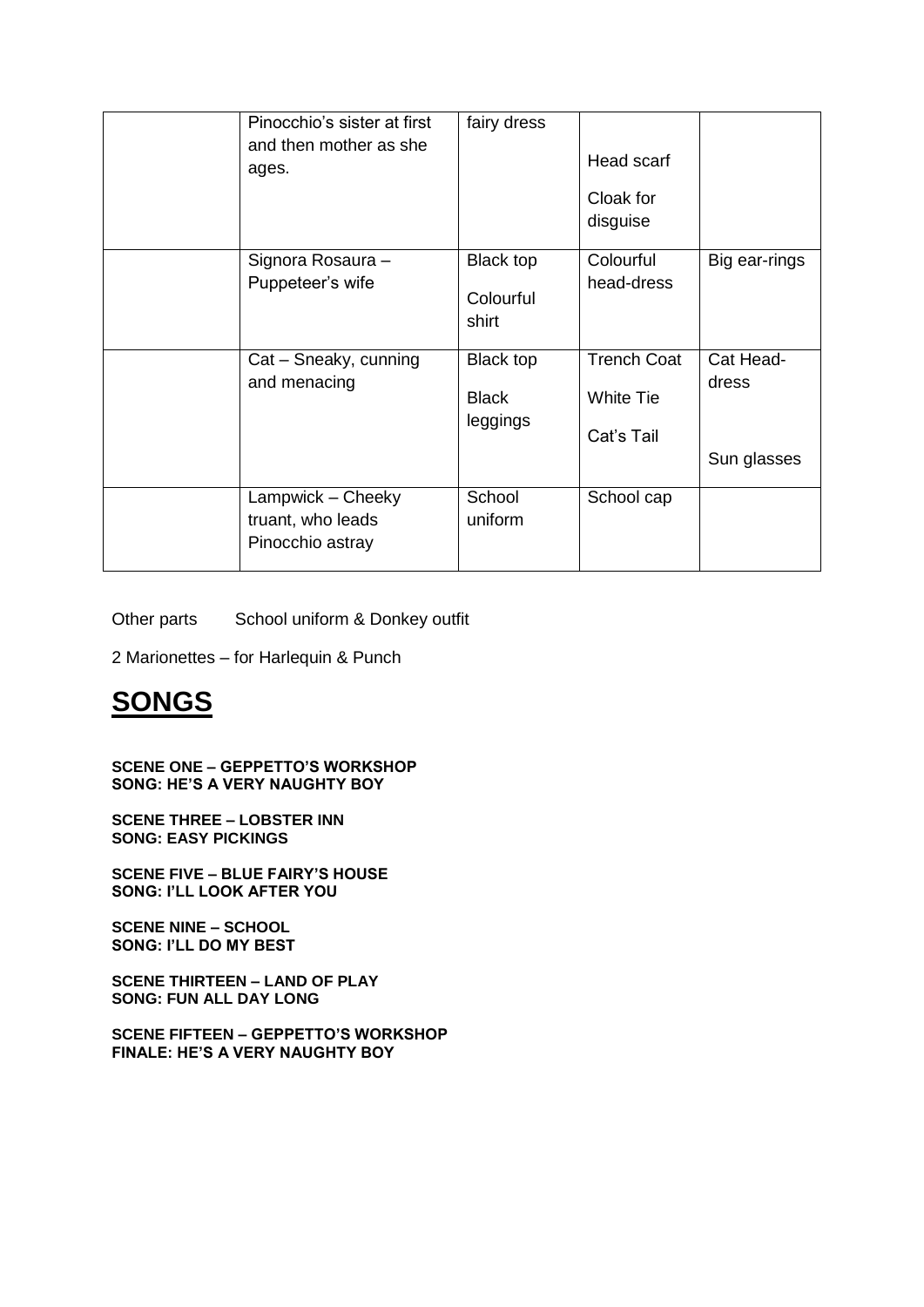| | | | | |
|---|---|---|---|---|
| | Pinocchio's sister at first and then mother as she ages. | fairy dress | Head scarf<br>Cloak for disguise | |
| | Signora Rosaura – Puppeteer's wife | Black top<br>Colourful shirt | Colourful head-dress | Big ear-rings |
| | Cat – Sneaky, cunning and menacing | Black top<br>Black leggings | Trench Coat<br>White Tie<br>Cat's Tail | Cat Head-dress<br>Sun glasses |
| | Lampwick – Cheeky truant, who leads Pinocchio astray | School uniform | School cap | |

Other parts School uniform & Donkey outfit

2 Marionettes – for Harlequin & Punch

# SONGS

**SCENE ONE – GEPPETTO'S WORKSHOP**
**SONG: HE'S A VERY NAUGHTY BOY**

**SCENE THREE – LOBSTER INN**
**SONG: EASY PICKINGS**

**SCENE FIVE – BLUE FAIRY'S HOUSE**
**SONG: I'LL LOOK AFTER YOU**

**SCENE NINE – SCHOOL**
**SONG: I'LL DO MY BEST**

**SCENE THIRTEEN – LAND OF PLAY**
**SONG: FUN ALL DAY LONG**

**SCENE FIFTEEN – GEPPETTO'S WORKSHOP**
**FINALE: HE'S A VERY NAUGHTY BOY**